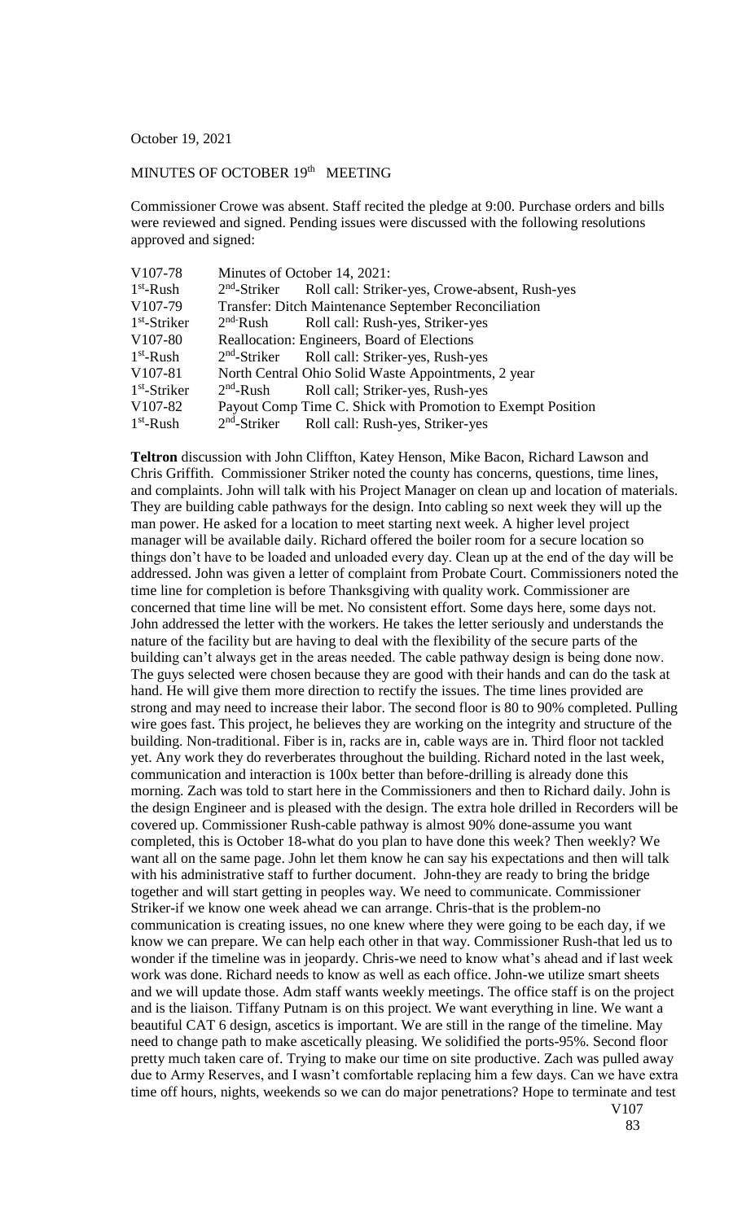October 19, 2021

MINUTES OF OCTOBER 19th MEETING

Commissioner Crowe was absent. Staff recited the pledge at 9:00. Purchase orders and bills were reviewed and signed. Pending issues were discussed with the following resolutions approved and signed:

| | | |
|---|---|---|
| V107-78 | Minutes of October 14, 2021: | |
| 1st-Rush | 2nd-Striker | Roll call: Striker-yes, Crowe-absent, Rush-yes |
| V107-79 | Transfer: Ditch Maintenance September Reconciliation | |
| 1st-Striker | 2nd-Rush | Roll call: Rush-yes, Striker-yes |
| V107-80 | Reallocation: Engineers, Board of Elections | |
| 1st-Rush | 2nd-Striker | Roll call: Striker-yes, Rush-yes |
| V107-81 | North Central Ohio Solid Waste Appointments, 2 year | |
| 1st-Striker | 2nd-Rush | Roll call; Striker-yes, Rush-yes |
| V107-82 | Payout Comp Time C. Shick with Promotion to Exempt Position | |
| 1st-Rush | 2nd-Striker | Roll call: Rush-yes, Striker-yes |

**Teltron** discussion with John Cliffton, Katey Henson, Mike Bacon, Richard Lawson and Chris Griffith. Commissioner Striker noted the county has concerns, questions, time lines, and complaints. John will talk with his Project Manager on clean up and location of materials. They are building cable pathways for the design. Into cabling so next week they will up the man power. He asked for a location to meet starting next week. A higher level project manager will be available daily. Richard offered the boiler room for a secure location so things don't have to be loaded and unloaded every day. Clean up at the end of the day will be addressed. John was given a letter of complaint from Probate Court. Commissioners noted the time line for completion is before Thanksgiving with quality work. Commissioner are concerned that time line will be met. No consistent effort. Some days here, some days not. John addressed the letter with the workers. He takes the letter seriously and understands the nature of the facility but are having to deal with the flexibility of the secure parts of the building can't always get in the areas needed. The cable pathway design is being done now. The guys selected were chosen because they are good with their hands and can do the task at hand. He will give them more direction to rectify the issues. The time lines provided are strong and may need to increase their labor. The second floor is 80 to 90% completed. Pulling wire goes fast. This project, he believes they are working on the integrity and structure of the building. Non-traditional. Fiber is in, racks are in, cable ways are in. Third floor not tackled yet. Any work they do reverberates throughout the building. Richard noted in the last week, communication and interaction is 100x better than before-drilling is already done this morning. Zach was told to start here in the Commissioners and then to Richard daily. John is the design Engineer and is pleased with the design. The extra hole drilled in Recorders will be covered up. Commissioner Rush-cable pathway is almost 90% done-assume you want completed, this is October 18-what do you plan to have done this week? Then weekly? We want all on the same page. John let them know he can say his expectations and then will talk with his administrative staff to further document. John-they are ready to bring the bridge together and will start getting in peoples way. We need to communicate. Commissioner Striker-if we know one week ahead we can arrange. Chris-that is the problem-no communication is creating issues, no one knew where they were going to be each day, if we know we can prepare. We can help each other in that way. Commissioner Rush-that led us to wonder if the timeline was in jeopardy. Chris-we need to know what's ahead and if last week work was done. Richard needs to know as well as each office. John-we utilize smart sheets and we will update those. Adm staff wants weekly meetings. The office staff is on the project and is the liaison. Tiffany Putnam is on this project. We want everything in line. We want a beautiful CAT 6 design, ascetics is important. We are still in the range of the timeline. May need to change path to make ascetically pleasing. We solidified the ports-95%. Second floor pretty much taken care of. Trying to make our time on site productive. Zach was pulled away due to Army Reserves, and I wasn't comfortable replacing him a few days. Can we have extra time off hours, nights, weekends so we can do major penetrations? Hope to terminate and test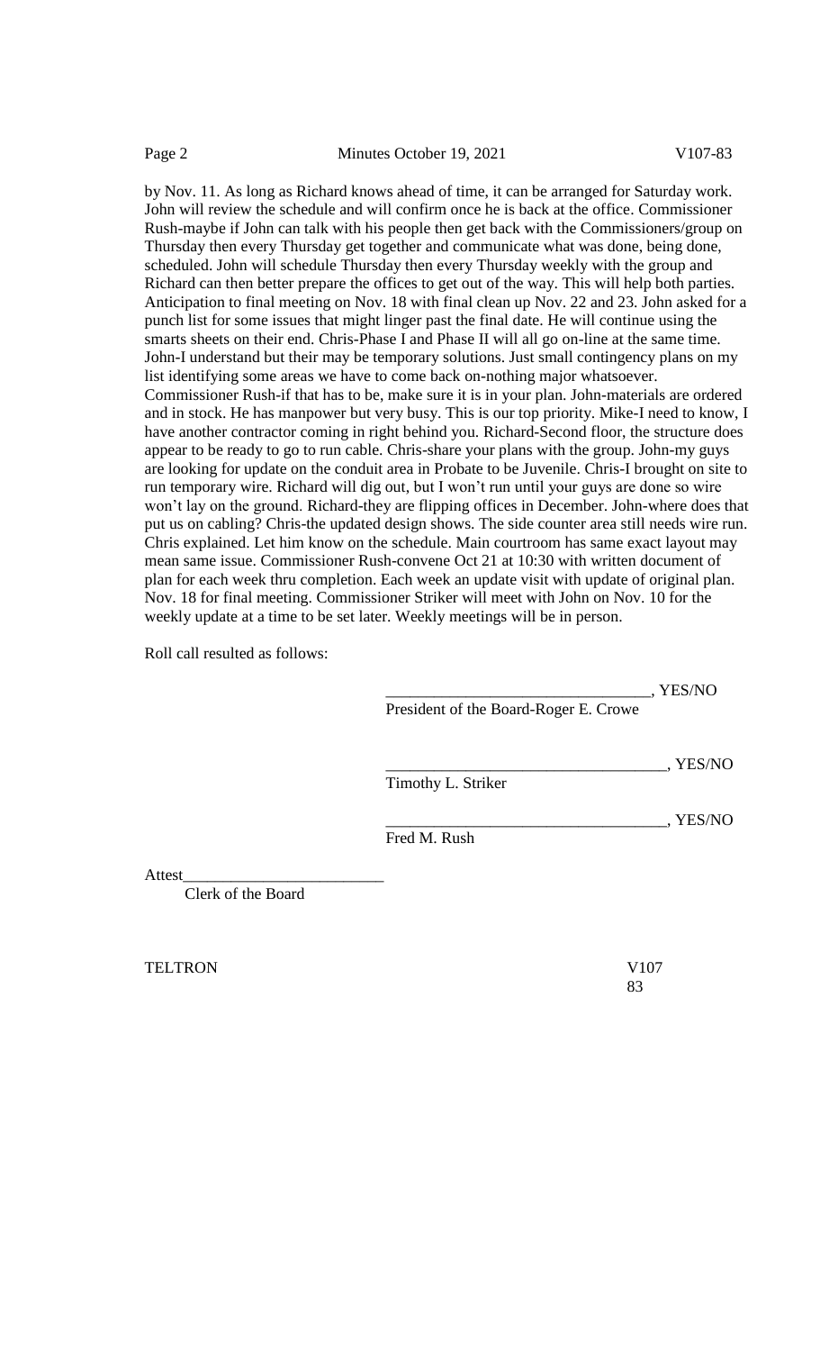by Nov. 11. As long as Richard knows ahead of time, it can be arranged for Saturday work. John will review the schedule and will confirm once he is back at the office. Commissioner Rush-maybe if John can talk with his people then get back with the Commissioners/group on Thursday then every Thursday get together and communicate what was done, being done, scheduled. John will schedule Thursday then every Thursday weekly with the group and Richard can then better prepare the offices to get out of the way. This will help both parties. Anticipation to final meeting on Nov. 18 with final clean up Nov. 22 and 23. John asked for a punch list for some issues that might linger past the final date. He will continue using the smarts sheets on their end. Chris-Phase I and Phase II will all go on-line at the same time. John-I understand but their may be temporary solutions. Just small contingency plans on my list identifying some areas we have to come back on-nothing major whatsoever. Commissioner Rush-if that has to be, make sure it is in your plan. John-materials are ordered and in stock. He has manpower but very busy. This is our top priority. Mike-I need to know, I have another contractor coming in right behind you. Richard-Second floor, the structure does appear to be ready to go to run cable. Chris-share your plans with the group. John-my guys are looking for update on the conduit area in Probate to be Juvenile. Chris-I brought on site to run temporary wire. Richard will dig out, but I won't run until your guys are done so wire won't lay on the ground. Richard-they are flipping offices in December. John-where does that put us on cabling? Chris-the updated design shows. The side counter area still needs wire run. Chris explained. Let him know on the schedule. Main courtroom has same exact layout may mean same issue. Commissioner Rush-convene Oct 21 at 10:30 with written document of plan for each week thru completion. Each week an update visit with update of original plan. Nov. 18 for final meeting. Commissioner Striker will meet with John on Nov. 10 for the weekly update at a time to be set later. Weekly meetings will be in person.

Roll call resulted as follows:

_________________________________, YES/NO
President of the Board-Roger E. Crowe

_________________________________, YES/NO
Timothy L. Striker

_________________________________, YES/NO
Fred M. Rush

Attest________________________
Clerk of the Board

TELTRON

V107
83